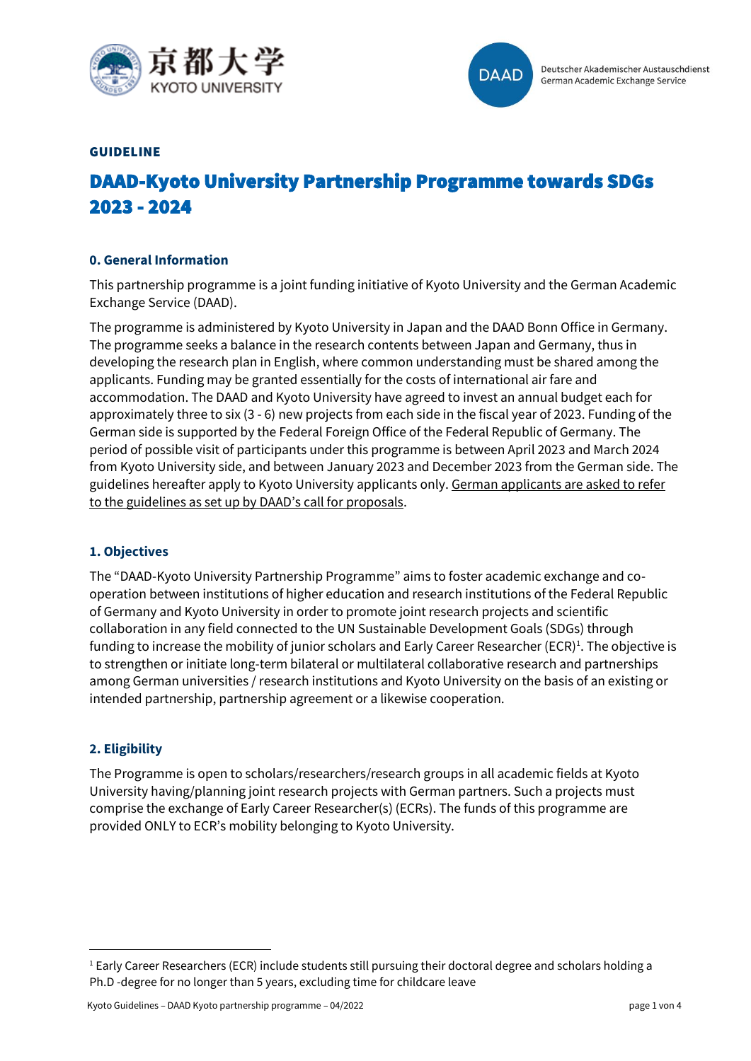**GUIDELINE**

# DAAD-Kyoto University Partnership Programme towards SDGs 2023 - 2024

## 0. General Information

This partnership programme is a joint funding initiative of Kyoto University and the German Academic Exchange Service (DAAD).

The programme is administered by Kyoto University in Japan and the DAAD Bonn Office in Germany. The programme seeks a balance in the research contents between Japan and Germany, thus in developing the research plan in English, where common understanding must be shared among the applicants. Funding may be granted essentially for the costs of international air fare and accommodation. The DAAD and Kyoto University have agreed to invest an annual budget each for approximately three to six (3 - 6) new projects from each side in the fiscal year of 2023. Funding of the German side is supported by the Federal Foreign Office of the Federal Republic of Germany. The period of possible visit of participants under this programme is between April 2023 and March 2024 from Kyoto University side, and between January 2023 and December 2023 from the German side. The guidelines hereafter apply to Kyoto University applicants only. German applicants are asked to refer to the guidelines as set up by DAAD's call for proposals.

## 1. Objectives

The "DAAD-Kyoto University Partnership Programme" aims to foster academic exchange and co-operation between institutions of higher education and research institutions of the Federal Republic of Germany and Kyoto University in order to promote joint research projects and scientific collaboration in any field connected to the UN Sustainable Development Goals (SDGs) through funding to increase the mobility of junior scholars and Early Career Researcher (ECR)[1]. The objective is to strengthen or initiate long-term bilateral or multilateral collaborative research and partnerships among German universities / research institutions and Kyoto University on the basis of an existing or intended partnership, partnership agreement or a likewise cooperation.

## 2. Eligibility

The Programme is open to scholars/researchers/research groups in all academic fields at Kyoto University having/planning joint research projects with German partners. Such a projects must comprise the exchange of Early Career Researcher(s) (ECRs). The funds of this programme are provided ONLY to ECR's mobility belonging to Kyoto University.

---

[1] Early Career Researchers (ECR) include students still pursuing their doctoral degree and scholars holding a Ph.D -degree for no longer than 5 years, excluding time for childcare leave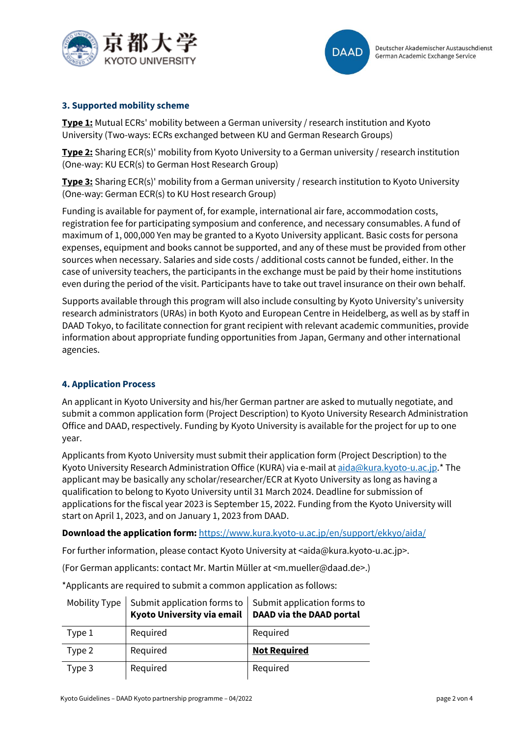### 3. Supported mobility scheme

**<u>Type 1:</u>** Mutual ECRs' mobility between a German university / research institution and Kyoto University (Two-ways: ECRs exchanged between KU and German Research Groups)

**<u>Type 2:</u>** Sharing ECR(s)' mobility from Kyoto University to a German university / research institution (One-way: KU ECR(s) to German Host Research Group)

**<u>Type 3:</u>** Sharing ECR(s)' mobility from a German university / research institution to Kyoto University (One-way: German ECR(s) to KU Host research Group)

Funding is available for payment of, for example, international air fare, accommodation costs, registration fee for participating symposium and conference, and necessary consumables. A fund of maximum of 1, 000,000 Yen may be granted to a Kyoto University applicant. Basic costs for persona expenses, equipment and books cannot be supported, and any of these must be provided from other sources when necessary. Salaries and side costs / additional costs cannot be funded, either. In the case of university teachers, the participants in the exchange must be paid by their home institutions even during the period of the visit. Participants have to take out travel insurance on their own behalf.

Supports available through this program will also include consulting by Kyoto University's university research administrators (URAs) in both Kyoto and European Centre in Heidelberg, as well as by staff in DAAD Tokyo, to facilitate connection for grant recipient with relevant academic communities, provide information about appropriate funding opportunities from Japan, Germany and other international agencies.

### 4. Application Process

An applicant in Kyoto University and his/her German partner are asked to mutually negotiate, and submit a common application form (Project Description) to Kyoto University Research Administration Office and DAAD, respectively. Funding by Kyoto University is available for the project for up to one year.

Applicants from Kyoto University must submit their application form (Project Description) to the Kyoto University Research Administration Office (KURA) via e-mail at aida@kura.kyoto-u.ac.jp.* The applicant may be basically any scholar/researcher/ECR at Kyoto University as long as having a qualification to belong to Kyoto University until 31 March 2024. Deadline for submission of applications for the fiscal year 2023 is September 15, 2022. Funding from the Kyoto University will start on April 1, 2023, and on January 1, 2023 from DAAD.

**Download the application form:** https://www.kura.kyoto-u.ac.jp/en/support/ekkyo/aida/

For further information, please contact Kyoto University at <aida@kura.kyoto-u.ac.jp>.

(For German applicants: contact Mr. Martin Müller at <m.mueller@daad.de>.)

*Applicants are required to submit a common application as follows:

| Mobility Type | Submit application forms to **Kyoto University via email** | Submit application forms to **DAAD via the DAAD portal** |
|---|---|---|
| Type 1 | Required | Required |
| Type 2 | Required | **<u>Not Required</u>** |
| Type 3 | Required | Required |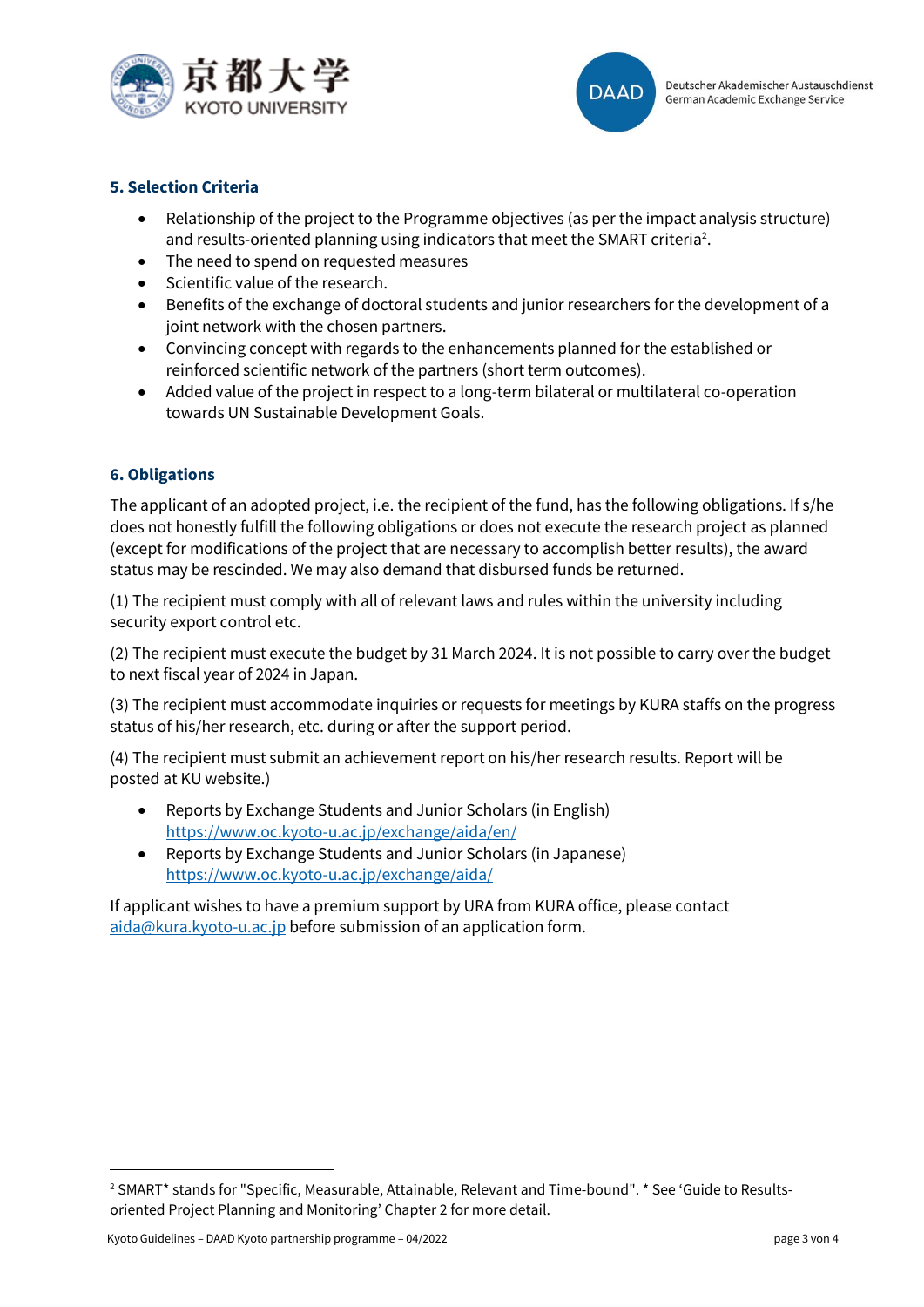### 5. Selection Criteria

- Relationship of the project to the Programme objectives (as per the impact analysis structure) and results-oriented planning using indicators that meet the SMART criteria[2].
- The need to spend on requested measures
- Scientific value of the research.
- Benefits of the exchange of doctoral students and junior researchers for the development of a joint network with the chosen partners.
- Convincing concept with regards to the enhancements planned for the established or reinforced scientific network of the partners (short term outcomes).
- Added value of the project in respect to a long-term bilateral or multilateral co-operation towards UN Sustainable Development Goals.

### 6. Obligations

The applicant of an adopted project, i.e. the recipient of the fund, has the following obligations. If s/he does not honestly fulfill the following obligations or does not execute the research project as planned (except for modifications of the project that are necessary to accomplish better results), the award status may be rescinded. We may also demand that disbursed funds be returned.

(1) The recipient must comply with all of relevant laws and rules within the university including security export control etc.

(2) The recipient must execute the budget by 31 March 2024. It is not possible to carry over the budget to next fiscal year of 2024 in Japan.

(3) The recipient must accommodate inquiries or requests for meetings by KURA staffs on the progress status of his/her research, etc. during or after the support period.

(4) The recipient must submit an achievement report on his/her research results. Report will be posted at KU website.)

- Reports by Exchange Students and Junior Scholars (in English) https://www.oc.kyoto-u.ac.jp/exchange/aida/en/
- Reports by Exchange Students and Junior Scholars (in Japanese) https://www.oc.kyoto-u.ac.jp/exchange/aida/

If applicant wishes to have a premium support by URA from KURA office, please contact aida@kura.kyoto-u.ac.jp before submission of an application form.

---

[2] SMART* stands for "Specific, Measurable, Attainable, Relevant and Time-bound". * See 'Guide to Results-oriented Project Planning and Monitoring' Chapter 2 for more detail.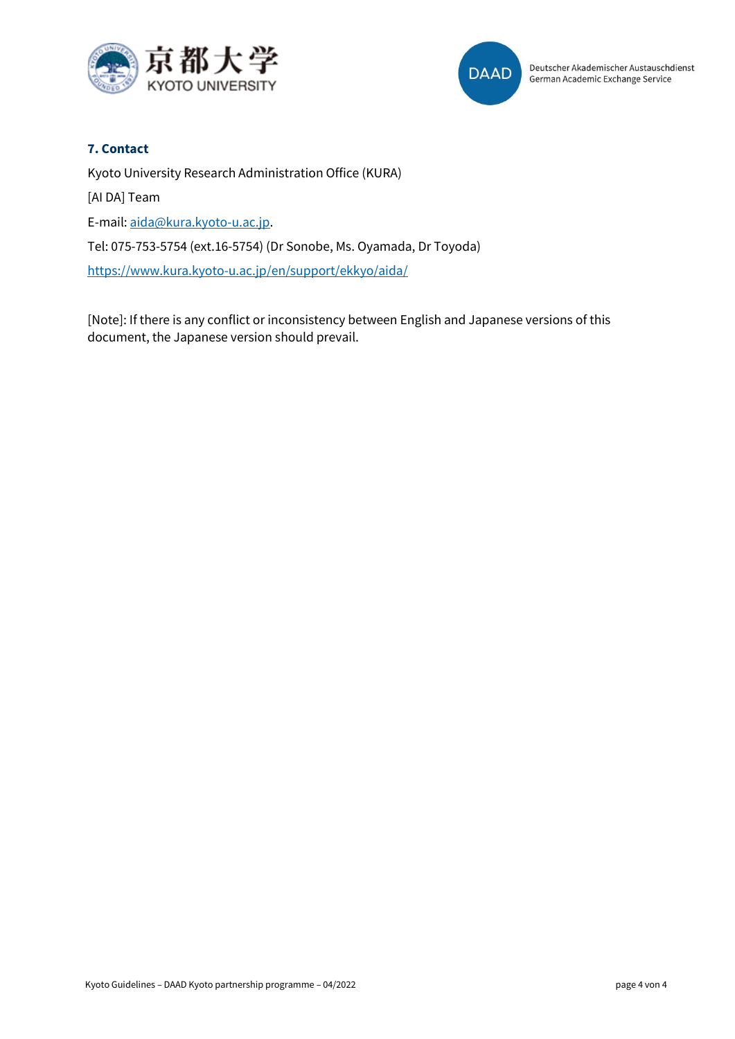### 7. Contact

Kyoto University Research Administration Office (KURA)

[AI DA] Team

E-mail: aida@kura.kyoto-u.ac.jp.

Tel: 075-753-5754 (ext.16-5754) (Dr Sonobe, Ms. Oyamada, Dr Toyoda)

https://www.kura.kyoto-u.ac.jp/en/support/ekkyo/aida/

[Note]: If there is any conflict or inconsistency between English and Japanese versions of this document, the Japanese version should prevail.